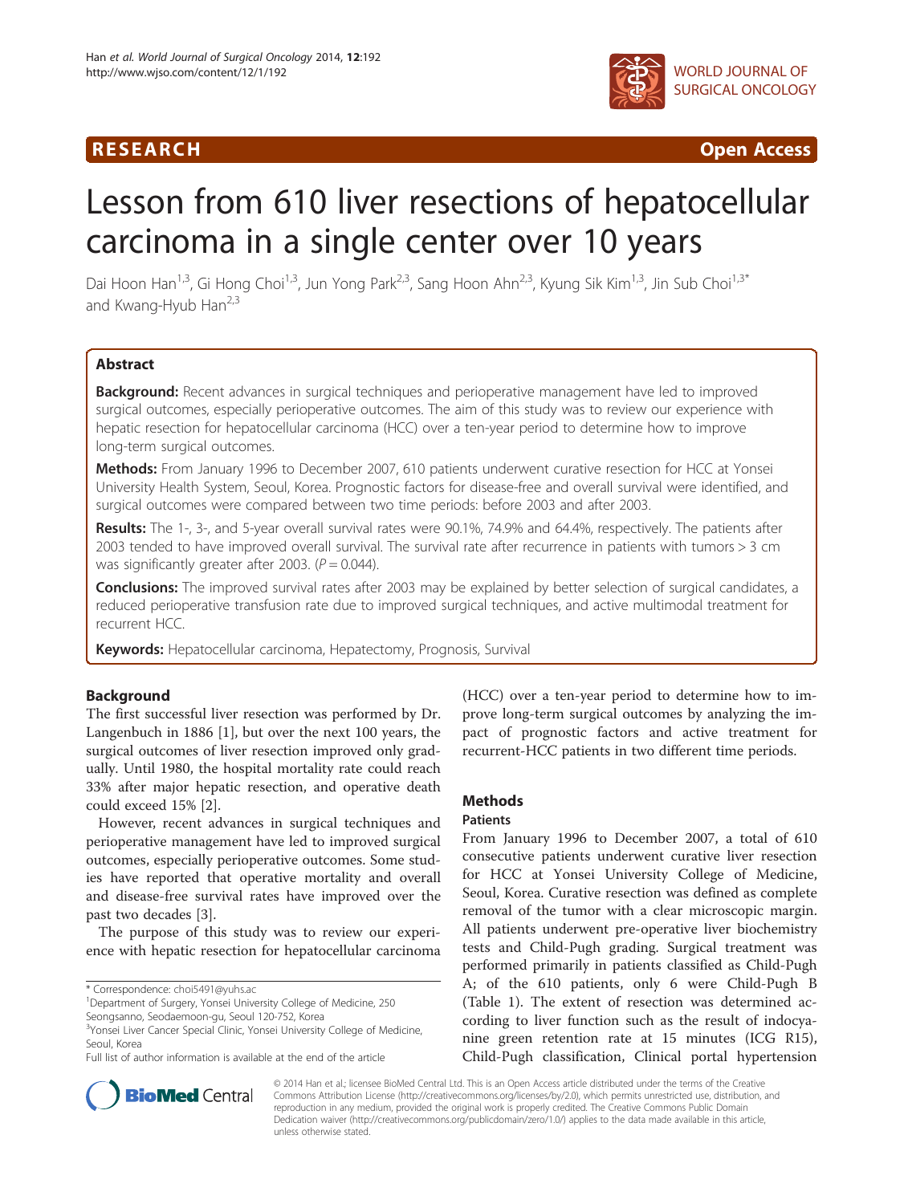RESEARCH Open Access

# Lesson from 610 liver resections of hepatocellular carcinoma in a single center over 10 years

Dai Hoon Han[1,3], Gi Hong Choi[1,3], Jun Yong Park[2,3], Sang Hoon Ahn[2,3], Kyung Sik Kim[1,3], Jin Sub Choi[1,3*] and Kwang-Hyub Han[2,3]

## Abstract

**Background:** Recent advances in surgical techniques and perioperative management have led to improved surgical outcomes, especially perioperative outcomes. The aim of this study was to review our experience with hepatic resection for hepatocellular carcinoma (HCC) over a ten-year period to determine how to improve long-term surgical outcomes.

**Methods:** From January 1996 to December 2007, 610 patients underwent curative resection for HCC at Yonsei University Health System, Seoul, Korea. Prognostic factors for disease-free and overall survival were identified, and surgical outcomes were compared between two time periods: before 2003 and after 2003.

**Results:** The 1-, 3-, and 5-year overall survival rates were 90.1%, 74.9% and 64.4%, respectively. The patients after 2003 tended to have improved overall survival. The survival rate after recurrence in patients with tumors > 3 cm was significantly greater after 2003. ($P = 0.044$).

**Conclusions:** The improved survival rates after 2003 may be explained by better selection of surgical candidates, a reduced perioperative transfusion rate due to improved surgical techniques, and active multimodal treatment for recurrent HCC.

**Keywords:** Hepatocellular carcinoma, Hepatectomy, Prognosis, Survival

## Background

The first successful liver resection was performed by Dr. Langenbuch in 1886 [1], but over the next 100 years, the surgical outcomes of liver resection improved only gradually. Until 1980, the hospital mortality rate could reach 33% after major hepatic resection, and operative death could exceed 15% [2].

However, recent advances in surgical techniques and perioperative management have led to improved surgical outcomes, especially perioperative outcomes. Some studies have reported that operative mortality and overall and disease-free survival rates have improved over the past two decades [3].

The purpose of this study was to review our experience with hepatic resection for hepatocellular carcinoma (HCC) over a ten-year period to determine how to improve long-term surgical outcomes by analyzing the impact of prognostic factors and active treatment for recurrent-HCC patients in two different time periods.

## Methods

### Patients

From January 1996 to December 2007, a total of 610 consecutive patients underwent curative liver resection for HCC at Yonsei University College of Medicine, Seoul, Korea. Curative resection was defined as complete removal of the tumor with a clear microscopic margin. All patients underwent pre-operative liver biochemistry tests and Child-Pugh grading. Surgical treatment was performed primarily in patients classified as Child-Pugh A; of the 610 patients, only 6 were Child-Pugh B (Table 1). The extent of resection was determined according to liver function such as the result of indocyanine green retention rate at 15 minutes (ICG R15), Child-Pugh classification, Clinical portal hypertension

\* Correspondence: choi5491@yuhs.ac
[1]Department of Surgery, Yonsei University College of Medicine, 250 Seongsanno, Seodaemoon-gu, Seoul 120-752, Korea
[3]Yonsei Liver Cancer Special Clinic, Yonsei University College of Medicine, Seoul, Korea
Full list of author information is available at the end of the article

© 2014 Han et al.; licensee BioMed Central Ltd. This is an Open Access article distributed under the terms of the Creative Commons Attribution License (http://creativecommons.org/licenses/by/2.0), which permits unrestricted use, distribution, and reproduction in any medium, provided the original work is properly credited. The Creative Commons Public Domain Dedication waiver (http://creativecommons.org/publicdomain/zero/1.0/) applies to the data made available in this article, unless otherwise stated.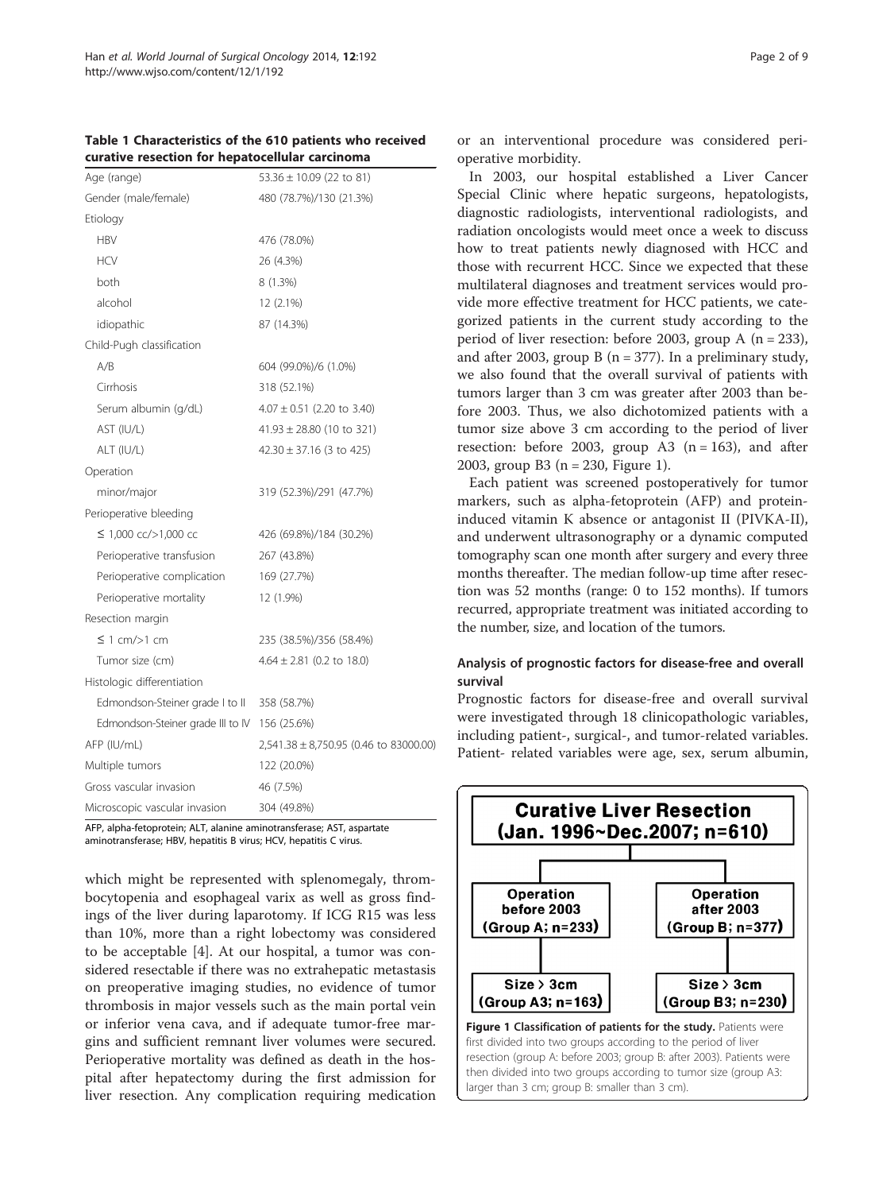**Table 1 Characteristics of the 610 patients who received curative resection for hepatocellular carcinoma**

| | |
|---|---|
| Age (range) | 53.36 ± 10.09 (22 to 81) |
| Gender (male/female) | 480 (78.7%)/130 (21.3%) |
| Etiology | |
| HBV | 476 (78.0%) |
| HCV | 26 (4.3%) |
| both | 8 (1.3%) |
| alcohol | 12 (2.1%) |
| idiopathic | 87 (14.3%) |
| Child-Pugh classification | |
| A/B | 604 (99.0%)/6 (1.0%) |
| Cirrhosis | 318 (52.1%) |
| Serum albumin (g/dL) | 4.07 ± 0.51 (2.20 to 3.40) |
| AST (IU/L) | 41.93 ± 28.80 (10 to 321) |
| ALT (IU/L) | 42.30 ± 37.16 (3 to 425) |
| Operation | |
| minor/major | 319 (52.3%)/291 (47.7%) |
| Perioperative bleeding | |
| ≤ 1,000 cc/>1,000 cc | 426 (69.8%)/184 (30.2%) |
| Perioperative transfusion | 267 (43.8%) |
| Perioperative complication | 169 (27.7%) |
| Perioperative mortality | 12 (1.9%) |
| Resection margin | |
| ≤ 1 cm/>1 cm | 235 (38.5%)/356 (58.4%) |
| Tumor size (cm) | 4.64 ± 2.81 (0.2 to 18.0) |
| Histologic differentiation | |
| Edmondson-Steiner grade I to II | 358 (58.7%) |
| Edmondson-Steiner grade III to IV | 156 (25.6%) |
| AFP (IU/mL) | 2,541.38 ± 8,750.95 (0.46 to 83000.00) |
| Multiple tumors | 122 (20.0%) |
| Gross vascular invasion | 46 (7.5%) |
| Microscopic vascular invasion | 304 (49.8%) |

AFP, alpha-fetoprotein; ALT, alanine aminotransferase; AST, aspartate aminotransferase; HBV, hepatitis B virus; HCV, hepatitis C virus.

which might be represented with splenomegaly, thrombocytopenia and esophageal varix as well as gross findings of the liver during laparotomy. If ICG R15 was less than 10%, more than a right lobectomy was considered to be acceptable [4]. At our hospital, a tumor was considered resectable if there was no extrahepatic metastasis on preoperative imaging studies, no evidence of tumor thrombosis in major vessels such as the main portal vein or inferior vena cava, and if adequate tumor-free margins and sufficient remnant liver volumes were secured. Perioperative mortality was defined as death in the hospital after hepatectomy during the first admission for liver resection. Any complication requiring medication or an interventional procedure was considered perioperative morbidity.

In 2003, our hospital established a Liver Cancer Special Clinic where hepatic surgeons, hepatologists, diagnostic radiologists, interventional radiologists, and radiation oncologists would meet once a week to discuss how to treat patients newly diagnosed with HCC and those with recurrent HCC. Since we expected that these multilateral diagnoses and treatment services would provide more effective treatment for HCC patients, we categorized patients in the current study according to the period of liver resection: before 2003, group A (n = 233), and after 2003, group B (n = 377). In a preliminary study, we also found that the overall survival of patients with tumors larger than 3 cm was greater after 2003 than before 2003. Thus, we also dichotomized patients with a tumor size above 3 cm according to the period of liver resection: before 2003, group A3 (n = 163), and after 2003, group B3 (n = 230, Figure 1).

Each patient was screened postoperatively for tumor markers, such as alpha-fetoprotein (AFP) and protein-induced vitamin K absence or antagonist II (PIVKA-II), and underwent ultrasonography or a dynamic computed tomography scan one month after surgery and every three months thereafter. The median follow-up time after resection was 52 months (range: 0 to 152 months). If tumors recurred, appropriate treatment was initiated according to the number, size, and location of the tumors.

### Analysis of prognostic factors for disease-free and overall survival

Prognostic factors for disease-free and overall survival were investigated through 18 clinicopathologic variables, including patient-, surgical-, and tumor-related variables. Patient- related variables were age, sex, serum albumin,

**Curative Liver Resection (Jan. 1996~Dec.2007; n=610)**

- Operation before 2003 (Group A; n=233) → Size > 3cm (Group A3; n=163)
- Operation after 2003 (Group B; n=377) → Size > 3cm (Group B3; n=230)

**Figure 1 Classification of patients for the study.** Patients were first divided into two groups according to the period of liver resection (group A: before 2003; group B: after 2003). Patients were then divided into two groups according to tumor size (group A3: larger than 3 cm; group B: smaller than 3 cm).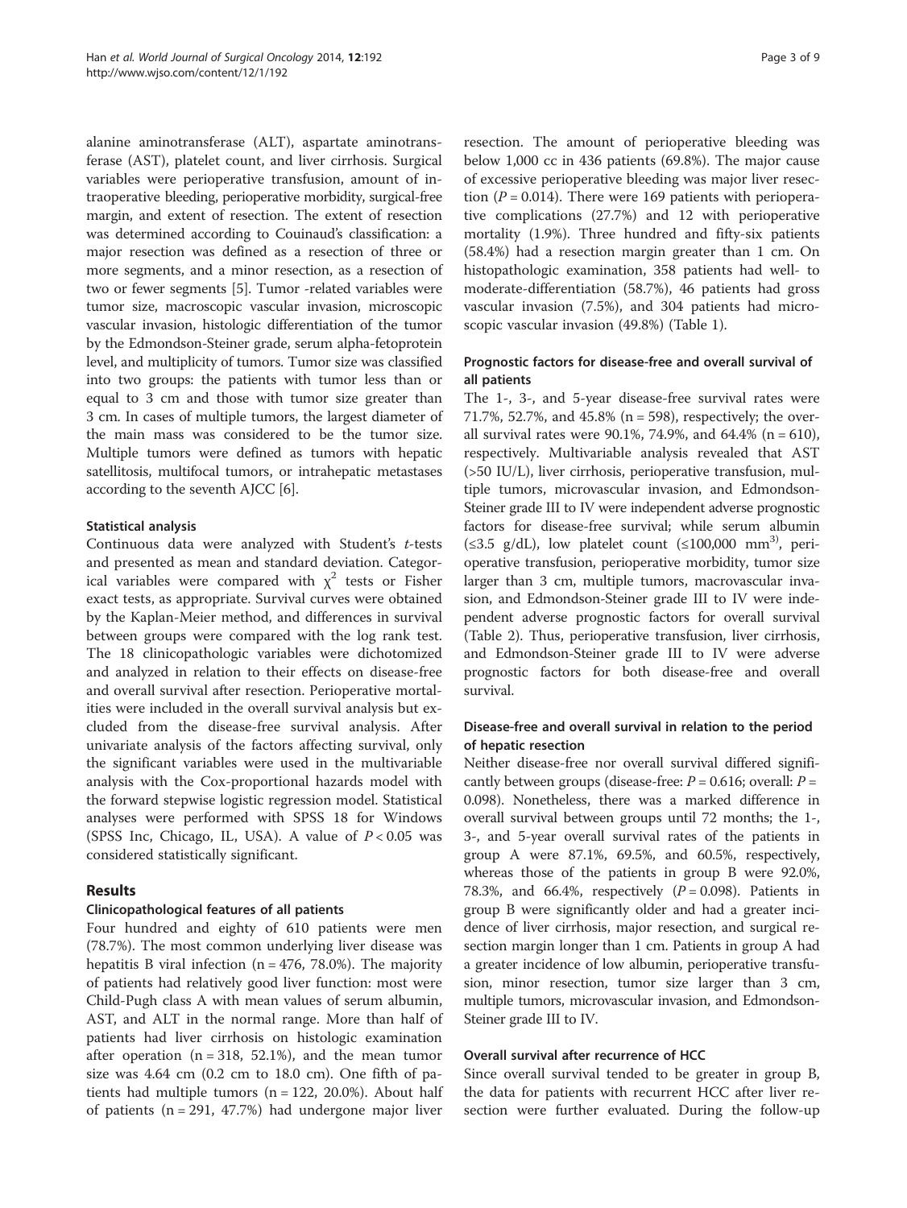alanine aminotransferase (ALT), aspartate aminotransferase (AST), platelet count, and liver cirrhosis. Surgical variables were perioperative transfusion, amount of intraoperative bleeding, perioperative morbidity, surgical-free margin, and extent of resection. The extent of resection was determined according to Couinaud's classification: a major resection was defined as a resection of three or more segments, and a minor resection, as a resection of two or fewer segments [5]. Tumor -related variables were tumor size, macroscopic vascular invasion, microscopic vascular invasion, histologic differentiation of the tumor by the Edmondson-Steiner grade, serum alpha-fetoprotein level, and multiplicity of tumors. Tumor size was classified into two groups: the patients with tumor less than or equal to 3 cm and those with tumor size greater than 3 cm. In cases of multiple tumors, the largest diameter of the main mass was considered to be the tumor size. Multiple tumors were defined as tumors with hepatic satellitosis, multifocal tumors, or intrahepatic metastases according to the seventh AJCC [6].

### Statistical analysis

Continuous data were analyzed with Student's *t*-tests and presented as mean and standard deviation. Categorical variables were compared with $\chi^2$ tests or Fisher exact tests, as appropriate. Survival curves were obtained by the Kaplan-Meier method, and differences in survival between groups were compared with the log rank test. The 18 clinicopathologic variables were dichotomized and analyzed in relation to their effects on disease-free and overall survival after resection. Perioperative mortalities were included in the overall survival analysis but excluded from the disease-free survival analysis. After univariate analysis of the factors affecting survival, only the significant variables were used in the multivariable analysis with the Cox-proportional hazards model with the forward stepwise logistic regression model. Statistical analyses were performed with SPSS 18 for Windows (SPSS Inc, Chicago, IL, USA). A value of $P < 0.05$ was considered statistically significant.

## Results

### Clinicopathological features of all patients

Four hundred and eighty of 610 patients were men (78.7%). The most common underlying liver disease was hepatitis B viral infection (n = 476, 78.0%). The majority of patients had relatively good liver function: most were Child-Pugh class A with mean values of serum albumin, AST, and ALT in the normal range. More than half of patients had liver cirrhosis on histologic examination after operation (n = 318, 52.1%), and the mean tumor size was 4.64 cm (0.2 cm to 18.0 cm). One fifth of patients had multiple tumors (n = 122, 20.0%). About half of patients (n = 291, 47.7%) had undergone major liver resection. The amount of perioperative bleeding was below 1,000 cc in 436 patients (69.8%). The major cause of excessive perioperative bleeding was major liver resection ($P = 0.014$). There were 169 patients with perioperative complications (27.7%) and 12 with perioperative mortality (1.9%). Three hundred and fifty-six patients (58.4%) had a resection margin greater than 1 cm. On histopathologic examination, 358 patients had well- to moderate-differentiation (58.7%), 46 patients had gross vascular invasion (7.5%), and 304 patients had microscopic vascular invasion (49.8%) (Table 1).

### Prognostic factors for disease-free and overall survival of all patients

The 1-, 3-, and 5-year disease-free survival rates were 71.7%, 52.7%, and 45.8% (n = 598), respectively; the overall survival rates were 90.1%, 74.9%, and 64.4% (n = 610), respectively. Multivariable analysis revealed that AST (>50 IU/L), liver cirrhosis, perioperative transfusion, multiple tumors, microvascular invasion, and Edmondson-Steiner grade III to IV were independent adverse prognostic factors for disease-free survival; while serum albumin (≤3.5 g/dL), low platelet count (≤100,000 $mm^3$), perioperative transfusion, perioperative morbidity, tumor size larger than 3 cm, multiple tumors, macrovascular invasion, and Edmondson-Steiner grade III to IV were independent adverse prognostic factors for overall survival (Table 2). Thus, perioperative transfusion, liver cirrhosis, and Edmondson-Steiner grade III to IV were adverse prognostic factors for both disease-free and overall survival.

### Disease-free and overall survival in relation to the period of hepatic resection

Neither disease-free nor overall survival differed significantly between groups (disease-free: $P = 0.616$; overall: $P = 0.098$). Nonetheless, there was a marked difference in overall survival between groups until 72 months; the 1-, 3-, and 5-year overall survival rates of the patients in group A were 87.1%, 69.5%, and 60.5%, respectively, whereas those of the patients in group B were 92.0%, 78.3%, and 66.4%, respectively ($P = 0.098$). Patients in group B were significantly older and had a greater incidence of liver cirrhosis, major resection, and surgical resection margin longer than 1 cm. Patients in group A had a greater incidence of low albumin, perioperative transfusion, minor resection, tumor size larger than 3 cm, multiple tumors, microvascular invasion, and Edmondson-Steiner grade III to IV.

### Overall survival after recurrence of HCC

Since overall survival tended to be greater in group B, the data for patients with recurrent HCC after liver resection were further evaluated. During the follow-up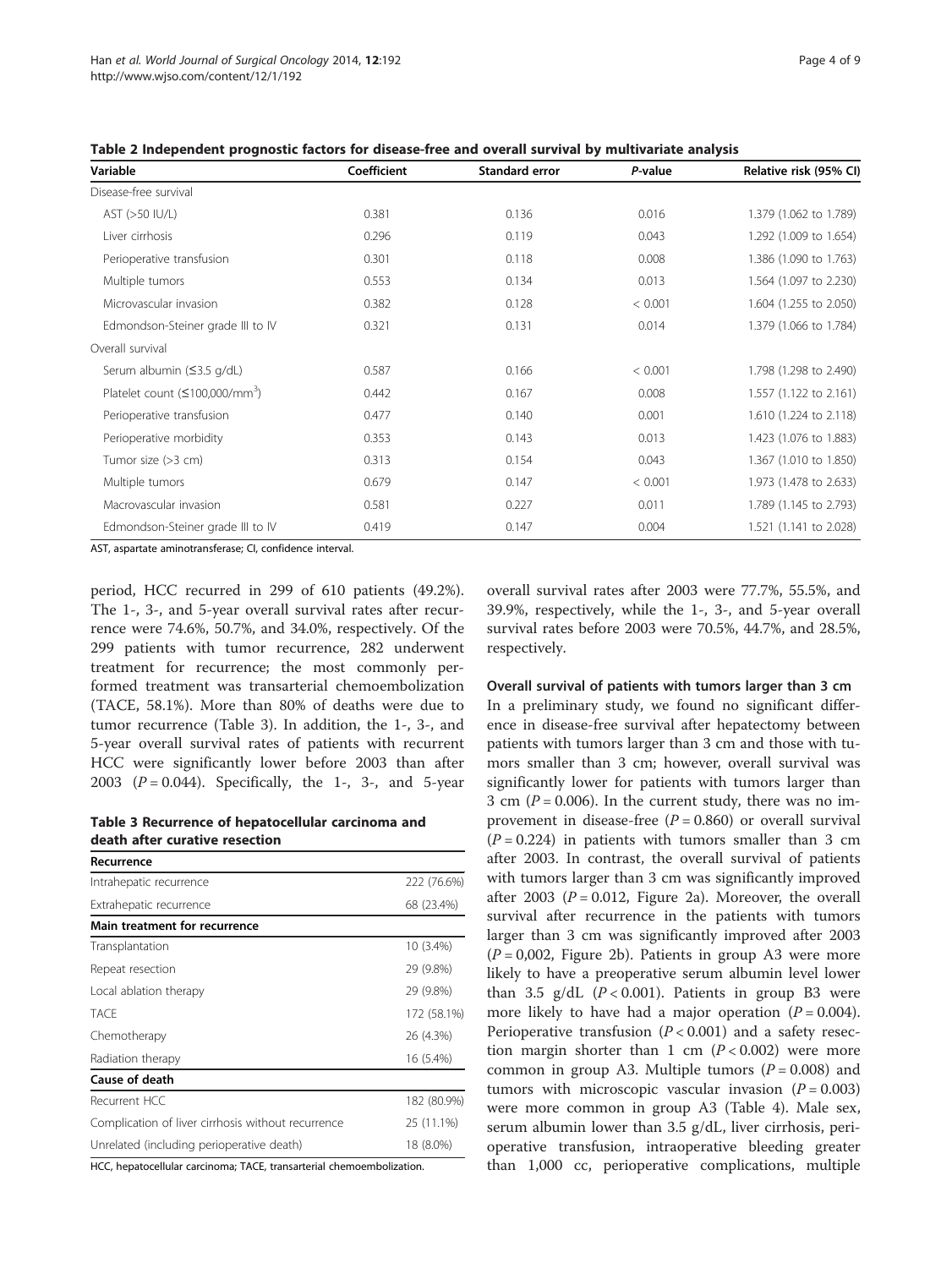**Table 2 Independent prognostic factors for disease-free and overall survival by multivariate analysis**

| Variable | Coefficient | Standard error | *P*-value | Relative risk (95% CI) |
|---|---|---|---|---|
| Disease-free survival | | | | |
| AST (>50 IU/L) | 0.381 | 0.136 | 0.016 | 1.379 (1.062 to 1.789) |
| Liver cirrhosis | 0.296 | 0.119 | 0.043 | 1.292 (1.009 to 1.654) |
| Perioperative transfusion | 0.301 | 0.118 | 0.008 | 1.386 (1.090 to 1.763) |
| Multiple tumors | 0.553 | 0.134 | 0.013 | 1.564 (1.097 to 2.230) |
| Microvascular invasion | 0.382 | 0.128 | < 0.001 | 1.604 (1.255 to 2.050) |
| Edmondson-Steiner grade III to IV | 0.321 | 0.131 | 0.014 | 1.379 (1.066 to 1.784) |
| Overall survival | | | | |
| Serum albumin (≤3.5 g/dL) | 0.587 | 0.166 | < 0.001 | 1.798 (1.298 to 2.490) |
| Platelet count (≤100,000/mm$^3$) | 0.442 | 0.167 | 0.008 | 1.557 (1.122 to 2.161) |
| Perioperative transfusion | 0.477 | 0.140 | 0.001 | 1.610 (1.224 to 2.118) |
| Perioperative morbidity | 0.353 | 0.143 | 0.013 | 1.423 (1.076 to 1.883) |
| Tumor size (>3 cm) | 0.313 | 0.154 | 0.043 | 1.367 (1.010 to 1.850) |
| Multiple tumors | 0.679 | 0.147 | < 0.001 | 1.973 (1.478 to 2.633) |
| Macrovascular invasion | 0.581 | 0.227 | 0.011 | 1.789 (1.145 to 2.793) |
| Edmondson-Steiner grade III to IV | 0.419 | 0.147 | 0.004 | 1.521 (1.141 to 2.028) |

AST, aspartate aminotransferase; CI, confidence interval.

period, HCC recurred in 299 of 610 patients (49.2%). The 1-, 3-, and 5-year overall survival rates after recurrence were 74.6%, 50.7%, and 34.0%, respectively. Of the 299 patients with tumor recurrence, 282 underwent treatment for recurrence; the most commonly performed treatment was transarterial chemoembolization (TACE, 58.1%). More than 80% of deaths were due to tumor recurrence (Table 3). In addition, the 1-, 3-, and 5-year overall survival rates of patients with recurrent HCC were significantly lower before 2003 than after 2003 ($P = 0.044$). Specifically, the 1-, 3-, and 5-year overall survival rates after 2003 were 77.7%, 55.5%, and 39.9%, respectively, while the 1-, 3-, and 5-year overall survival rates before 2003 were 70.5%, 44.7%, and 28.5%, respectively.

**Table 3 Recurrence of hepatocellular carcinoma and death after curative resection**

| Recurrence | |
|---|---|
| Intrahepatic recurrence | 222 (76.6%) |
| Extrahepatic recurrence | 68 (23.4%) |
| **Main treatment for recurrence** | |
| Transplantation | 10 (3.4%) |
| Repeat resection | 29 (9.8%) |
| Local ablation therapy | 29 (9.8%) |
| TACE | 172 (58.1%) |
| Chemotherapy | 26 (4.3%) |
| Radiation therapy | 16 (5.4%) |
| **Cause of death** | |
| Recurrent HCC | 182 (80.9%) |
| Complication of liver cirrhosis without recurrence | 25 (11.1%) |
| Unrelated (including perioperative death) | 18 (8.0%) |

HCC, hepatocellular carcinoma; TACE, transarterial chemoembolization.

### Overall survival of patients with tumors larger than 3 cm

In a preliminary study, we found no significant difference in disease-free survival after hepatectomy between patients with tumors larger than 3 cm and those with tumors smaller than 3 cm; however, overall survival was significantly lower for patients with tumors larger than 3 cm ($P = 0.006$). In the current study, there was no improvement in disease-free ($P = 0.860$) or overall survival ($P = 0.224$) in patients with tumors smaller than 3 cm after 2003. In contrast, the overall survival of patients with tumors larger than 3 cm was significantly improved after 2003 ($P = 0.012$, Figure 2a). Moreover, the overall survival after recurrence in the patients with tumors larger than 3 cm was significantly improved after 2003 ($P = 0{,}002$, Figure 2b). Patients in group A3 were more likely to have a preoperative serum albumin level lower than 3.5 g/dL ($P < 0.001$). Patients in group B3 were more likely to have had a major operation ($P = 0.004$). Perioperative transfusion ($P < 0.001$) and a safety resection margin shorter than 1 cm ($P < 0.002$) were more common in group A3. Multiple tumors ($P = 0.008$) and tumors with microscopic vascular invasion ($P = 0.003$) were more common in group A3 (Table 4). Male sex, serum albumin lower than 3.5 g/dL, liver cirrhosis, perioperative transfusion, intraoperative bleeding greater than 1,000 cc, perioperative complications, multiple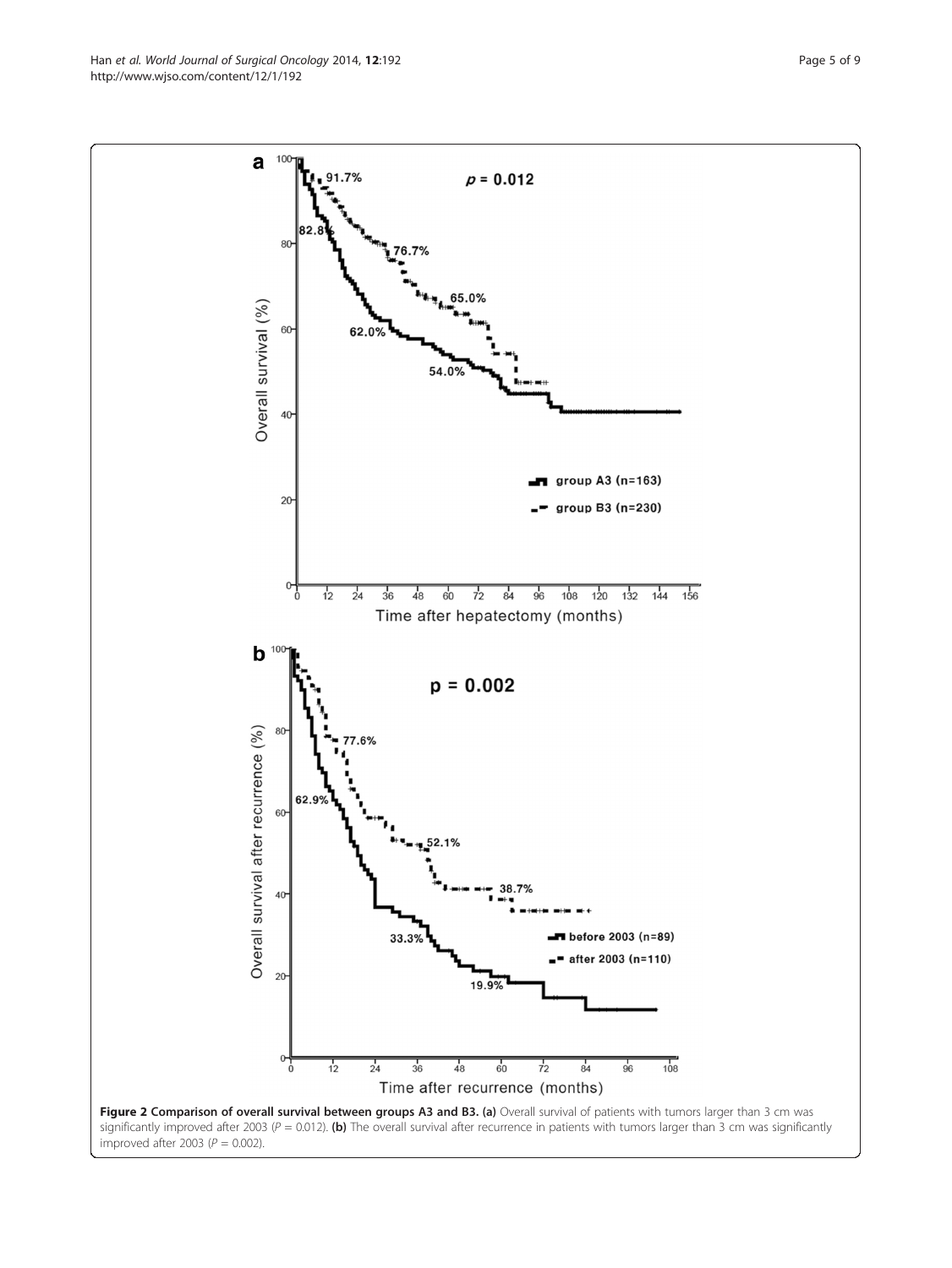**Figure 2 Comparison of overall survival between groups A3 and B3.** **(a)** Overall survival of patients with tumors larger than 3 cm was significantly improved after 2003 ($P = 0.012$). **(b)** The overall survival after recurrence in patients with tumors larger than 3 cm was significantly improved after 2003 ($P = 0.002$).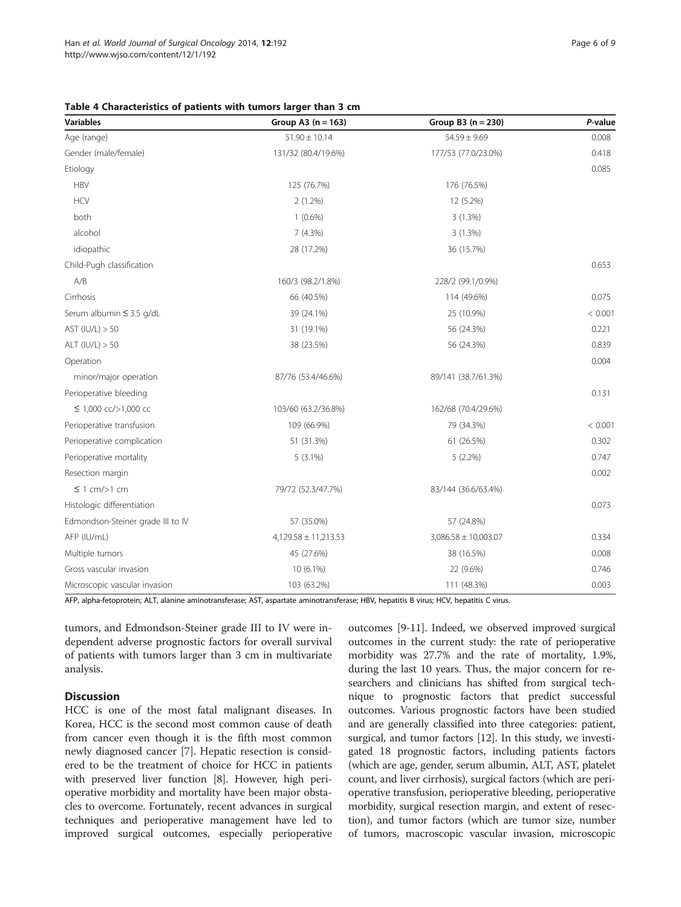**Table 4 Characteristics of patients with tumors larger than 3 cm**

| Variables | Group A3 (n = 163) | Group B3 (n = 230) | *P*-value |
|---|---|---|---|
| Age (range) | 51.90 ± 10.14 | 54.59 ± 9.69 | 0.008 |
| Gender (male/female) | 131/32 (80.4/19.6%) | 177/53 (77.0/23.0%) | 0.418 |
| Etiology | | | 0.085 |
| HBV | 125 (76.7%) | 176 (76.5%) | |
| HCV | 2 (1.2%) | 12 (5.2%) | |
| both | 1 (0.6%) | 3 (1.3%) | |
| alcohol | 7 (4.3%) | 3 (1.3%) | |
| idiopathic | 28 (17.2%) | 36 (15.7%) | |
| Child-Pugh classification | | | 0.653 |
| A/B | 160/3 (98.2/1.8%) | 228/2 (99.1/0.9%) | |
| Cirrhosis | 66 (40.5%) | 114 (49.6%) | 0.075 |
| Serum albumin ≤ 3.5 g/dL | 39 (24.1%) | 25 (10.9%) | < 0.001 |
| AST (IU/L) > 50 | 31 (19.1%) | 56 (24.3%) | 0.221 |
| ALT (IU/L) > 50 | 38 (23.5%) | 56 (24.3%) | 0.839 |
| Operation | | | 0.004 |
| minor/major operation | 87/76 (53.4/46.6%) | 89/141 (38.7/61.3%) | |
| Perioperative bleeding | | | 0.131 |
| ≤ 1,000 cc/>1,000 cc | 103/60 (63.2/36.8%) | 162/68 (70.4/29.6%) | |
| Perioperative transfusion | 109 (66.9%) | 79 (34.3%) | < 0.001 |
| Perioperative complication | 51 (31.3%) | 61 (26.5%) | 0.302 |
| Perioperative mortality | 5 (3.1%) | 5 (2.2%) | 0.747 |
| Resection margin | | | 0.002 |
| ≤ 1 cm/>1 cm | 79/72 (52.3/47.7%) | 83/144 (36.6/63.4%) | |
| Histologic differentiation | | | 0.073 |
| Edmondson-Steiner grade III to IV | 57 (35.0%) | 57 (24.8%) | |
| AFP (IU/mL) | 4,129.58 ± 11,213.53 | 3,086.58 ± 10,003.07 | 0.334 |
| Multiple tumors | 45 (27.6%) | 38 (16.5%) | 0.008 |
| Gross vascular invasion | 10 (6.1%) | 22 (9.6%) | 0.746 |
| Microscopic vascular invasion | 103 (63.2%) | 111 (48.3%) | 0.003 |

AFP, alpha-fetoprotein; ALT, alanine aminotransferase; AST, aspartate aminotransferase; HBV, hepatitis B virus; HCV, hepatitis C virus.

tumors, and Edmondson-Steiner grade III to IV were independent adverse prognostic factors for overall survival of patients with tumors larger than 3 cm in multivariate analysis.

## Discussion

HCC is one of the most fatal malignant diseases. In Korea, HCC is the second most common cause of death from cancer even though it is the fifth most common newly diagnosed cancer [7]. Hepatic resection is considered to be the treatment of choice for HCC in patients with preserved liver function [8]. However, high perioperative morbidity and mortality have been major obstacles to overcome. Fortunately, recent advances in surgical techniques and perioperative management have led to improved surgical outcomes, especially perioperative outcomes [9-11]. Indeed, we observed improved surgical outcomes in the current study: the rate of perioperative morbidity was 27.7% and the rate of mortality, 1.9%, during the last 10 years. Thus, the major concern for researchers and clinicians has shifted from surgical technique to prognostic factors that predict successful outcomes. Various prognostic factors have been studied and are generally classified into three categories: patient, surgical, and tumor factors [12]. In this study, we investigated 18 prognostic factors, including patients factors (which are age, gender, serum albumin, ALT, AST, platelet count, and liver cirrhosis), surgical factors (which are perioperative transfusion, perioperative bleeding, perioperative morbidity, surgical resection margin, and extent of resection), and tumor factors (which are tumor size, number of tumors, macroscopic vascular invasion, microscopic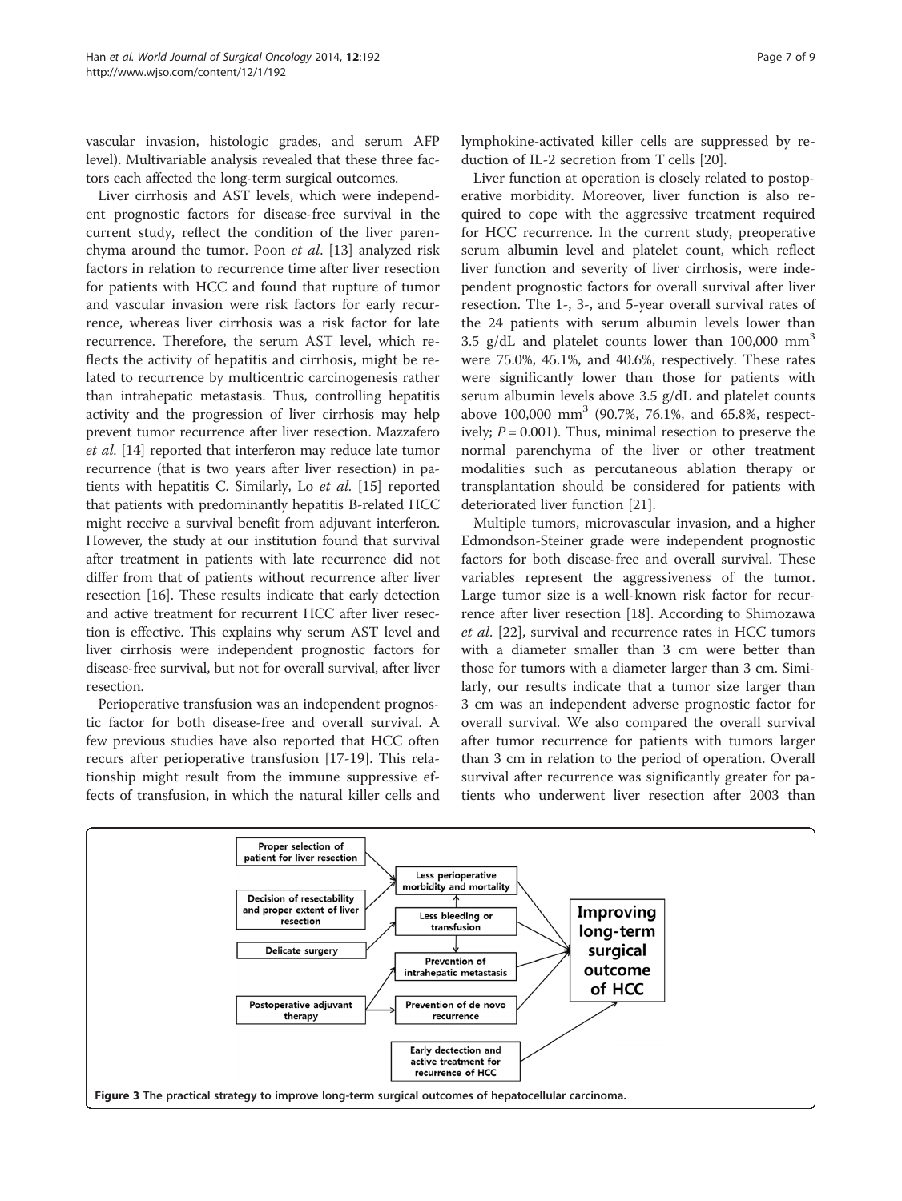vascular invasion, histologic grades, and serum AFP level). Multivariable analysis revealed that these three factors each affected the long-term surgical outcomes.

Liver cirrhosis and AST levels, which were independent prognostic factors for disease-free survival in the current study, reflect the condition of the liver parenchyma around the tumor. Poon *et al*. [13] analyzed risk factors in relation to recurrence time after liver resection for patients with HCC and found that rupture of tumor and vascular invasion were risk factors for early recurrence, whereas liver cirrhosis was a risk factor for late recurrence. Therefore, the serum AST level, which reflects the activity of hepatitis and cirrhosis, might be related to recurrence by multicentric carcinogenesis rather than intrahepatic metastasis. Thus, controlling hepatitis activity and the progression of liver cirrhosis may help prevent tumor recurrence after liver resection. Mazzafero *et al*. [14] reported that interferon may reduce late tumor recurrence (that is two years after liver resection) in patients with hepatitis C. Similarly, Lo *et al*. [15] reported that patients with predominantly hepatitis B-related HCC might receive a survival benefit from adjuvant interferon. However, the study at our institution found that survival after treatment in patients with late recurrence did not differ from that of patients without recurrence after liver resection [16]. These results indicate that early detection and active treatment for recurrent HCC after liver resection is effective. This explains why serum AST level and liver cirrhosis were independent prognostic factors for disease-free survival, but not for overall survival, after liver resection.

Perioperative transfusion was an independent prognostic factor for both disease-free and overall survival. A few previous studies have also reported that HCC often recurs after perioperative transfusion [17-19]. This relationship might result from the immune suppressive effects of transfusion, in which the natural killer cells and lymphokine-activated killer cells are suppressed by reduction of IL-2 secretion from T cells [20].

Liver function at operation is closely related to postoperative morbidity. Moreover, liver function is also required to cope with the aggressive treatment required for HCC recurrence. In the current study, preoperative serum albumin level and platelet count, which reflect liver function and severity of liver cirrhosis, were independent prognostic factors for overall survival after liver resection. The 1-, 3-, and 5-year overall survival rates of the 24 patients with serum albumin levels lower than 3.5 g/dL and platelet counts lower than 100,000 $mm^3$ were 75.0%, 45.1%, and 40.6%, respectively. These rates were significantly lower than those for patients with serum albumin levels above 3.5 g/dL and platelet counts above 100,000 $mm^3$ (90.7%, 76.1%, and 65.8%, respectively; $P = 0.001$). Thus, minimal resection to preserve the normal parenchyma of the liver or other treatment modalities such as percutaneous ablation therapy or transplantation should be considered for patients with deteriorated liver function [21].

Multiple tumors, microvascular invasion, and a higher Edmondson-Steiner grade were independent prognostic factors for both disease-free and overall survival. These variables represent the aggressiveness of the tumor. Large tumor size is a well-known risk factor for recurrence after liver resection [18]. According to Shimozawa *et al*. [22], survival and recurrence rates in HCC tumors with a diameter smaller than 3 cm were better than those for tumors with a diameter larger than 3 cm. Similarly, our results indicate that a tumor size larger than 3 cm was an independent adverse prognostic factor for overall survival. We also compared the overall survival after tumor recurrence for patients with tumors larger than 3 cm in relation to the period of operation. Overall survival after recurrence was significantly greater for patients who underwent liver resection after 2003 than

**Figure 3** The practical strategy to improve long-term surgical outcomes of hepatocellular carcinoma.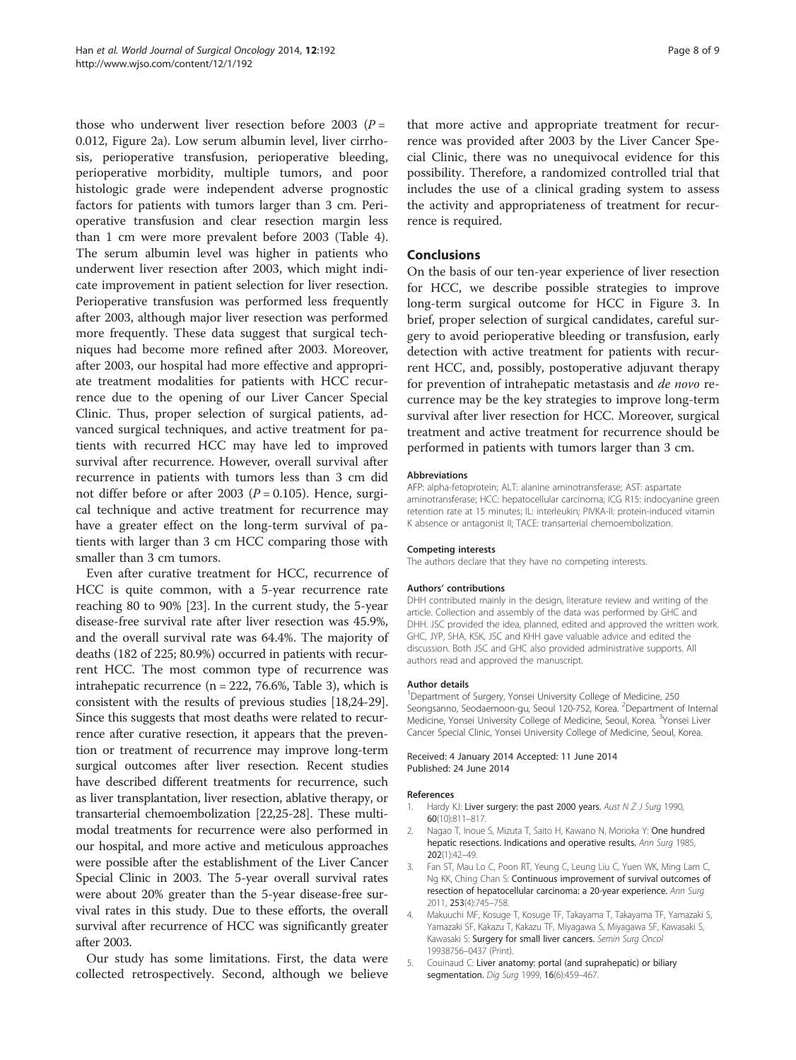those who underwent liver resection before 2003 ($P$ = 0.012, Figure 2a). Low serum albumin level, liver cirrhosis, perioperative transfusion, perioperative bleeding, perioperative morbidity, multiple tumors, and poor histologic grade were independent adverse prognostic factors for patients with tumors larger than 3 cm. Perioperative transfusion and clear resection margin less than 1 cm were more prevalent before 2003 (Table 4). The serum albumin level was higher in patients who underwent liver resection after 2003, which might indicate improvement in patient selection for liver resection. Perioperative transfusion was performed less frequently after 2003, although major liver resection was performed more frequently. These data suggest that surgical techniques had become more refined after 2003. Moreover, after 2003, our hospital had more effective and appropriate treatment modalities for patients with HCC recurrence due to the opening of our Liver Cancer Special Clinic. Thus, proper selection of surgical patients, advanced surgical techniques, and active treatment for patients with recurred HCC may have led to improved survival after recurrence. However, overall survival after recurrence in patients with tumors less than 3 cm did not differ before or after 2003 ($P$ = 0.105). Hence, surgical technique and active treatment for recurrence may have a greater effect on the long-term survival of patients with larger than 3 cm HCC comparing those with smaller than 3 cm tumors.

Even after curative treatment for HCC, recurrence of HCC is quite common, with a 5-year recurrence rate reaching 80 to 90% [23]. In the current study, the 5-year disease-free survival rate after liver resection was 45.9%, and the overall survival rate was 64.4%. The majority of deaths (182 of 225; 80.9%) occurred in patients with recurrent HCC. The most common type of recurrence was intrahepatic recurrence (n = 222, 76.6%, Table 3), which is consistent with the results of previous studies [18,24-29]. Since this suggests that most deaths were related to recurrence after curative resection, it appears that the prevention or treatment of recurrence may improve long-term surgical outcomes after liver resection. Recent studies have described different treatments for recurrence, such as liver transplantation, liver resection, ablative therapy, or transarterial chemoembolization [22,25-28]. These multimodal treatments for recurrence were also performed in our hospital, and more active and meticulous approaches were possible after the establishment of the Liver Cancer Special Clinic in 2003. The 5-year overall survival rates were about 20% greater than the 5-year disease-free survival rates in this study. Due to these efforts, the overall survival after recurrence of HCC was significantly greater after 2003.

Our study has some limitations. First, the data were collected retrospectively. Second, although we believe that more active and appropriate treatment for recurrence was provided after 2003 by the Liver Cancer Special Clinic, there was no unequivocal evidence for this possibility. Therefore, a randomized controlled trial that includes the use of a clinical grading system to assess the activity and appropriateness of treatment for recurrence is required.

## Conclusions

On the basis of our ten-year experience of liver resection for HCC, we describe possible strategies to improve long-term surgical outcome for HCC in Figure 3. In brief, proper selection of surgical candidates, careful surgery to avoid perioperative bleeding or transfusion, early detection with active treatment for patients with recurrent HCC, and, possibly, postoperative adjuvant therapy for prevention of intrahepatic metastasis and *de novo* recurrence may be the key strategies to improve long-term survival after liver resection for HCC. Moreover, surgical treatment and active treatment for recurrence should be performed in patients with tumors larger than 3 cm.

#### Abbreviations

AFP: alpha-fetoprotein; ALT: alanine aminotransferase; AST: aspartate aminotransferase; HCC: hepatocellular carcinoma; ICG R15: indocyanine green retention rate at 15 minutes; IL: interleukin; PIVKA-II: protein-induced vitamin K absence or antagonist II; TACE: transarterial chemoembolization.

#### Competing interests

The authors declare that they have no competing interests.

#### Authors' contributions

DHH contributed mainly in the design, literature review and writing of the article. Collection and assembly of the data was performed by GHC and DHH. JSC provided the idea, planned, edited and approved the written work. GHC, JYP, SHA, KSK, JSC and KHH gave valuable advice and edited the discussion. Both JSC and GHC also provided administrative supports. All authors read and approved the manuscript.

#### Author details

[1]Department of Surgery, Yonsei University College of Medicine, 250 Seongsanno, Seodaemoon-gu, Seoul 120-752, Korea. [2]Department of Internal Medicine, Yonsei University College of Medicine, Seoul, Korea. [3]Yonsei Liver Cancer Special Clinic, Yonsei University College of Medicine, Seoul, Korea.

Received: 4 January 2014 Accepted: 11 June 2014
Published: 24 June 2014

#### References

1. Hardy KJ: **Liver surgery: the past 2000 years.** *Aust N Z J Surg* 1990, **60**(10):811–817.
2. Nagao T, Inoue S, Mizuta T, Saito H, Kawano N, Morioka Y: **One hundred hepatic resections. Indications and operative results.** *Ann Surg* 1985, **202**(1):42–49.
3. Fan ST, Mau Lo C, Poon RT, Yeung C, Leung Liu C, Yuen WK, Ming Lam C, Ng KK, Ching Chan S: **Continuous improvement of survival outcomes of resection of hepatocellular carcinoma: a 20-year experience.** *Ann Surg* 2011, **253**(4):745–758.
4. Makuuchi MF, Kosuge T, Kosuge TF, Takayama T, Takayama TF, Yamazaki S, Yamazaki SF, Kakazu T, Kakazu TF, Miyagawa S, Miyagawa SF, Kawasaki S, Kawasaki S: **Surgery for small liver cancers.** *Semin Surg Oncol* 19938756–0437 (Print).
5. Couinaud C: **Liver anatomy: portal (and suprahepatic) or biliary segmentation.** *Dig Surg* 1999, **16**(6):459–467.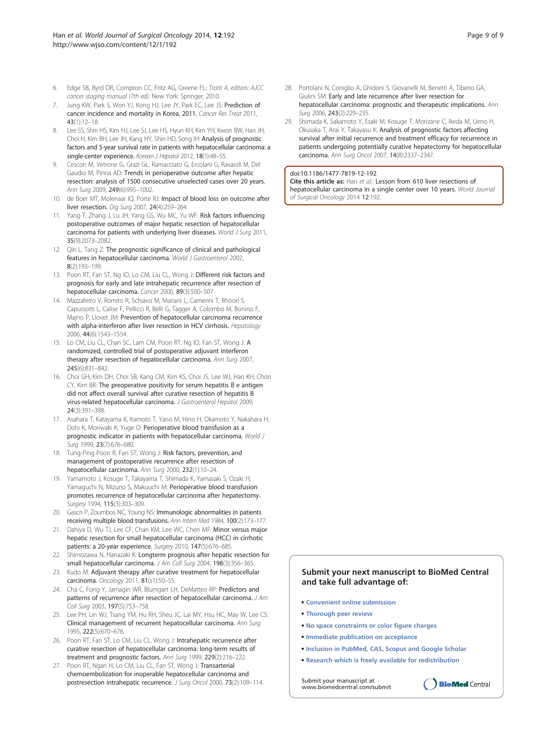6. Edge SB, Byrd DR, Compton CC, Fritz AG, Greene FL: *Trotti A, editors: AJCC cancer staging manual (7th ed).* New York: Springer; 2010.
7. Jung KW, Park S, Won YJ, Kong HJ, Lee JY, Park EC, Lee JS: **Prediction of cancer incidence and mortality in Korea, 2011.** *Cancer Res Treat* 2011, **43**(1):12–18.
8. Lee SS, Shin HS, Kim HJ, Lee SJ, Lee HS, Hyun KH, Kim YH, Kwon BW, Han JH, Choi H, Kim BH, Lee JH, Kang HY, Shin HD, Song IH: **Analysis of prognostic factors and 5-year survival rate in patients with hepatocellular carcinoma: a single-center experience.** *Korean J Hepatol* 2012, **18**(1):48–55.
9. Cescon M, Vetrone G, Grazi GL, Ramacciato G, Ercolani G, Ravaioli M, Del Gaudio M, Pinna AD: **Trends in perioperative outcome after hepatic resection: analysis of 1500 consecutive unselected cases over 20 years.** *Ann Surg* 2009, **249**(6):995–1002.
10. de Boer MT, Molenaar IQ, Porte RJ: **Impact of blood loss on outcome after liver resection.** *Dig Surg* 2007, **24**(4):259–264.
11. Yang T, Zhang J, Lu JH, Yang GS, Wu MC, Yu WF: **Risk factors influencing postoperative outcomes of major hepatic resection of hepatocellular carcinoma for patients with underlying liver diseases.** *World J Surg* 2011, **35**(9):2073–2082.
12. Qin L, Tang Z: **The prognostic significance of clinical and pathological features in hepatocellular carcinoma.** *World J Gastroenterol* 2002, **8**(2):193–199.
13. Poon RT, Fan ST, Ng IO, Lo CM, Liu CL, Wong J: **Different risk factors and prognosis for early and late intrahepatic recurrence after resection of hepatocellular carcinoma.** *Cancer* 2000, **89**(3):500–507.
14. Mazzaferro V, Romito R, Schiavo M, Mariani L, Camerini T, Bhoori S, Capussotti L, Calise F, Pellicci R, Belli G, Tagger A, Colombo M, Bonino F, Majno P, Llovet JM: **Prevention of hepatocellular carcinoma recurrence with alpha-interferon after liver resection in HCV cirrhosis.** *Hepatology* 2006, **44**(6):1543–1554.
15. Lo CM, Liu CL, Chan SC, Lam CM, Poon RT, Ng IO, Fan ST, Wong J: **A randomized, controlled trial of postoperative adjuvant interferon therapy after resection of hepatocellular carcinoma.** *Ann Surg* 2007, **245**(6):831–842.
16. Choi GH, Kim DH, Choi SB, Kang CM, Kim KS, Choi JS, Lee WJ, Han KH, Chon CY, Kim BR: **The preoperative positivity for serum hepatitis B e antigen did not affect overall survival after curative resection of hepatitis B virus-related hepatocellular carcinoma.** *J Gastroenterol Hepatol* 2009, **24**(3):391–398.
17. Asahara T, Katayama K, Itamoto T, Yano M, Hino H, Okamoto Y, Nakahara H, Dohi K, Moriwaki K, Yuge O: **Perioperative blood transfusion as a prognostic indicator in patients with hepatocellular carcinoma.** *World J Surg* 1999, **23**(7):676–680.
18. Tung-Ping Poon R, Fan ST, Wong J: **Risk factors, prevention, and management of postoperative recurrence after resection of hepatocellular carcinoma.** *Ann Surg* 2000, **232**(1):10–24.
19. Yamamoto J, Kosuge T, Takayama T, Shimada K, Yamasaki S, Ozaki H, Yamaguchi N, Mizuno S, Makuuchi M: **Perioperative blood transfusion promotes recurrence of hepatocellular carcinoma after hepatectomy.** *Surgery* 1994, **115**(3):303–309.
20. Gascn P, Zoumbos NC, Young NS: **Immunologic abnormalities in patients receiving multiple blood transfusions.** *Ann Intern Med* 1984, **100**(2):173–177.
21. Dahiya D, Wu TJ, Lee CF, Chan KM, Lee WC, Chen MF: **Minor versus major hepatic resection for small hepatocellular carcinoma (HCC) in cirrhotic patients: a 20-year experience.** *Surgery* 2010, **147**(5):676–685.
22. Shimozawa N, Hanazaki K: **Longterm prognosis after hepatic resection for small hepatocellular carcinoma.** *J Am Coll Surg* 2004, **198**(3):356–365.
23. Kudo M: **Adjuvant therapy after curative treatment for hepatocellular carcinoma.** *Oncology* 2011, **81**(s1):50–55.
24. Cha C, Fong Y, Jarnagin WR, Blumgart LH, DeMatteo RP: **Predictors and patterns of recurrence after resection of hepatocellular carcinoma.** *J Am Coll Surg* 2003, **197**(5):753–758.
25. Lee PH, Lin WJ, Tsang YM, Hu RH, Sheu JC, Lai MY, Hsu HC, May W, Lee CS: **Clinical management of recurrent hepatocellular carcinoma.** *Ann Surg* 1995, **222**(5):670–676.
26. Poon RT, Fan ST, Lo CM, Liu CL, Wong J: **Intrahepatic recurrence after curative resection of hepatocellular carcinoma: long-term results of treatment and prognostic factors.** *Ann Surg* 1999, **229**(2):216–222.
27. Poon RT, Ngan H, Lo CM, Liu CL, Fan ST, Wong J: **Transarterial chemoembolization for inoperable hepatocellular carcinoma and postresection intrahepatic recurrence.** *J Surg Oncol* 2000, **73**(2):109–114.
28. Portolani N, Coniglio A, Ghidoni S, Giovanelli M, Benetti A, Tiberio GA, Giulini SM: **Early and late recurrence after liver resection for hepatocellular carcinoma: prognostic and therapeutic implications.** *Ann Surg* 2006, **243**(2):229–235.
29. Shimada K, Sakamoto Y, Esaki M, Kosuge T, Morizane C, Ikeda M, Ueno H, Okusaka T, Arai Y, Takayasu K: **Analysis of prognostic factors affecting survival after initial recurrence and treatment efficacy for recurrence in patients undergoing potentially curative hepatectomy for hepatocellular carcinoma.** *Ann Surg Oncol* 2007, **14**(8):2337–2347.

doi:10.1186/1477-7819-12-192
**Cite this article as:** Han *et al.*: Lesson from 610 liver resections of hepatocellular carcinoma in a single center over 10 years. *World Journal of Surgical Oncology* 2014 **12**:192.

**Submit your next manuscript to BioMed Central and take full advantage of:**

- **Convenient online submission**
- **Thorough peer review**
- **No space constraints or color figure charges**
- **Immediate publication on acceptance**
- **Inclusion in PubMed, CAS, Scopus and Google Scholar**
- **Research which is freely available for redistribution**

Submit your manuscript at
www.biomedcentral.com/submit

BioMed Central